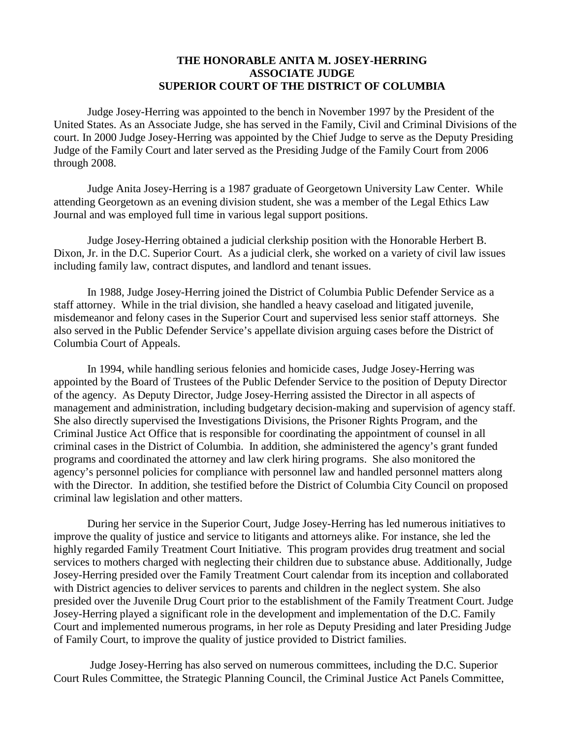# THE HONORABLE ANITA M. JOSEY-HERRING
## ASSOCIATE JUDGE
## SUPERIOR COURT OF THE DISTRICT OF COLUMBIA

Judge Josey-Herring was appointed to the bench in November 1997 by the President of the United States. As an Associate Judge, she has served in the Family, Civil and Criminal Divisions of the court. In 2000 Judge Josey-Herring was appointed by the Chief Judge to serve as the Deputy Presiding Judge of the Family Court and later served as the Presiding Judge of the Family Court from 2006 through 2008.

Judge Anita Josey-Herring is a 1987 graduate of Georgetown University Law Center. While attending Georgetown as an evening division student, she was a member of the Legal Ethics Law Journal and was employed full time in various legal support positions.

Judge Josey-Herring obtained a judicial clerkship position with the Honorable Herbert B. Dixon, Jr. in the D.C. Superior Court. As a judicial clerk, she worked on a variety of civil law issues including family law, contract disputes, and landlord and tenant issues.

In 1988, Judge Josey-Herring joined the District of Columbia Public Defender Service as a staff attorney. While in the trial division, she handled a heavy caseload and litigated juvenile, misdemeanor and felony cases in the Superior Court and supervised less senior staff attorneys. She also served in the Public Defender Service's appellate division arguing cases before the District of Columbia Court of Appeals.

In 1994, while handling serious felonies and homicide cases, Judge Josey-Herring was appointed by the Board of Trustees of the Public Defender Service to the position of Deputy Director of the agency. As Deputy Director, Judge Josey-Herring assisted the Director in all aspects of management and administration, including budgetary decision-making and supervision of agency staff. She also directly supervised the Investigations Divisions, the Prisoner Rights Program, and the Criminal Justice Act Office that is responsible for coordinating the appointment of counsel in all criminal cases in the District of Columbia. In addition, she administered the agency's grant funded programs and coordinated the attorney and law clerk hiring programs. She also monitored the agency's personnel policies for compliance with personnel law and handled personnel matters along with the Director. In addition, she testified before the District of Columbia City Council on proposed criminal law legislation and other matters.

During her service in the Superior Court, Judge Josey-Herring has led numerous initiatives to improve the quality of justice and service to litigants and attorneys alike. For instance, she led the highly regarded Family Treatment Court Initiative. This program provides drug treatment and social services to mothers charged with neglecting their children due to substance abuse. Additionally, Judge Josey-Herring presided over the Family Treatment Court calendar from its inception and collaborated with District agencies to deliver services to parents and children in the neglect system. She also presided over the Juvenile Drug Court prior to the establishment of the Family Treatment Court. Judge Josey-Herring played a significant role in the development and implementation of the D.C. Family Court and implemented numerous programs, in her role as Deputy Presiding and later Presiding Judge of Family Court, to improve the quality of justice provided to District families.

Judge Josey-Herring has also served on numerous committees, including the D.C. Superior Court Rules Committee, the Strategic Planning Council, the Criminal Justice Act Panels Committee,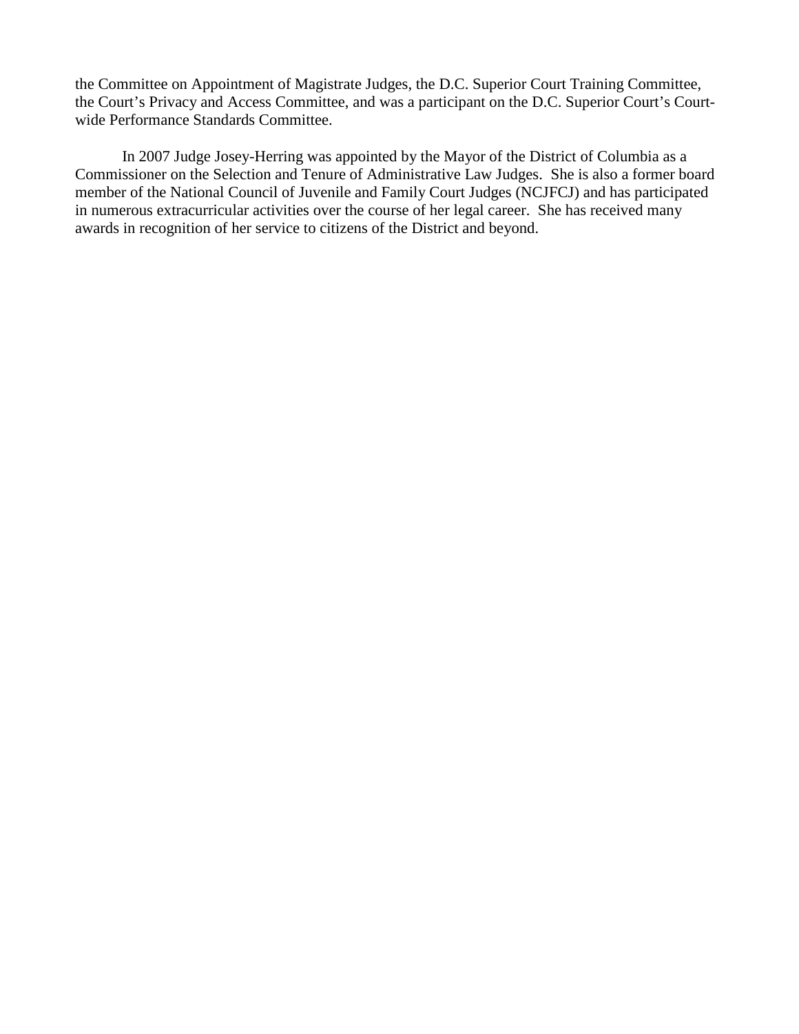the Committee on Appointment of Magistrate Judges, the D.C. Superior Court Training Committee, the Court's Privacy and Access Committee, and was a participant on the D.C. Superior Court's Court-wide Performance Standards Committee.

In 2007 Judge Josey-Herring was appointed by the Mayor of the District of Columbia as a Commissioner on the Selection and Tenure of Administrative Law Judges. She is also a former board member of the National Council of Juvenile and Family Court Judges (NCJFCJ) and has participated in numerous extracurricular activities over the course of her legal career. She has received many awards in recognition of her service to citizens of the District and beyond.